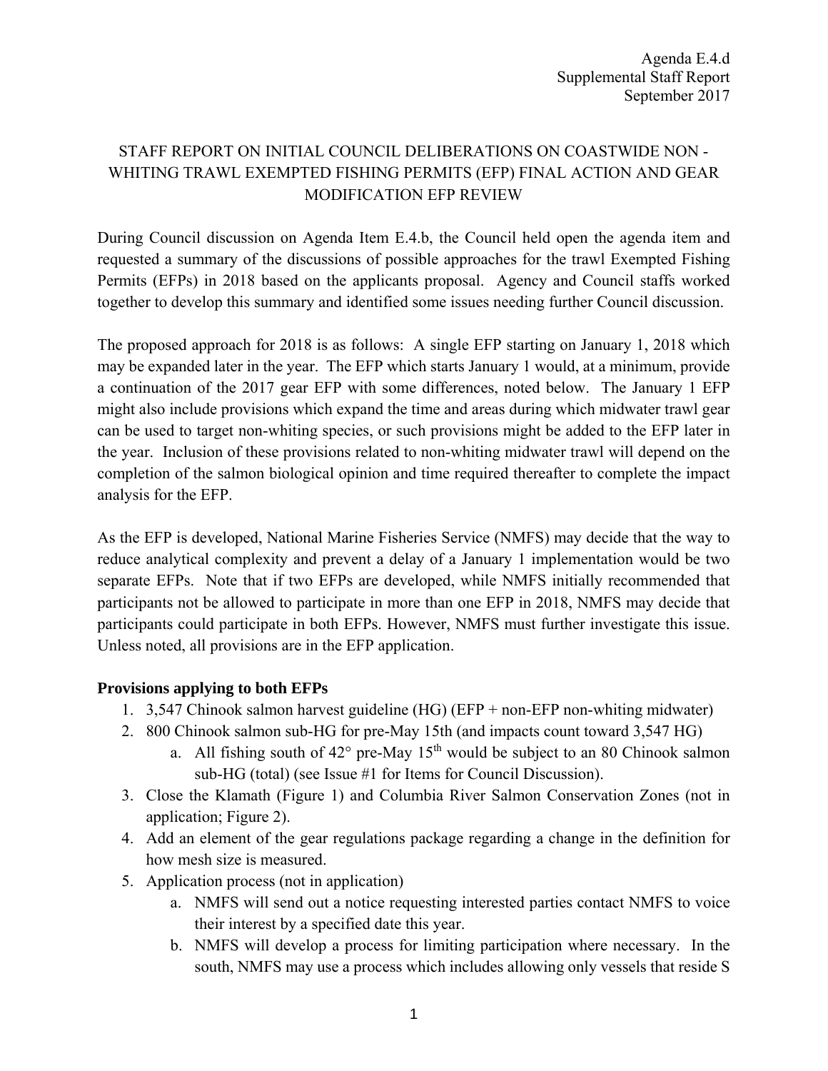Agenda E.4.d
Supplemental Staff Report
September 2017

# STAFF REPORT ON INITIAL COUNCIL DELIBERATIONS ON COASTWIDE NON - WHITING TRAWL EXEMPTED FISHING PERMITS (EFP) FINAL ACTION AND GEAR MODIFICATION EFP REVIEW

During Council discussion on Agenda Item E.4.b, the Council held open the agenda item and requested a summary of the discussions of possible approaches for the trawl Exempted Fishing Permits (EFPs) in 2018 based on the applicants proposal. Agency and Council staffs worked together to develop this summary and identified some issues needing further Council discussion.

The proposed approach for 2018 is as follows: A single EFP starting on January 1, 2018 which may be expanded later in the year. The EFP which starts January 1 would, at a minimum, provide a continuation of the 2017 gear EFP with some differences, noted below. The January 1 EFP might also include provisions which expand the time and areas during which midwater trawl gear can be used to target non-whiting species, or such provisions might be added to the EFP later in the year. Inclusion of these provisions related to non-whiting midwater trawl will depend on the completion of the salmon biological opinion and time required thereafter to complete the impact analysis for the EFP.

As the EFP is developed, National Marine Fisheries Service (NMFS) may decide that the way to reduce analytical complexity and prevent a delay of a January 1 implementation would be two separate EFPs. Note that if two EFPs are developed, while NMFS initially recommended that participants not be allowed to participate in more than one EFP in 2018, NMFS may decide that participants could participate in both EFPs. However, NMFS must further investigate this issue. Unless noted, all provisions are in the EFP application.

**Provisions applying to both EFPs**

1. 3,547 Chinook salmon harvest guideline (HG) (EFP + non-EFP non-whiting midwater)
2. 800 Chinook salmon sub-HG for pre-May 15th (and impacts count toward 3,547 HG)
    a. All fishing south of 42° pre-May 15th would be subject to an 80 Chinook salmon sub-HG (total) (see Issue #1 for Items for Council Discussion).
3. Close the Klamath (Figure 1) and Columbia River Salmon Conservation Zones (not in application; Figure 2).
4. Add an element of the gear regulations package regarding a change in the definition for how mesh size is measured.
5. Application process (not in application)
    a. NMFS will send out a notice requesting interested parties contact NMFS to voice their interest by a specified date this year.
    b. NMFS will develop a process for limiting participation where necessary. In the south, NMFS may use a process which includes allowing only vessels that reside S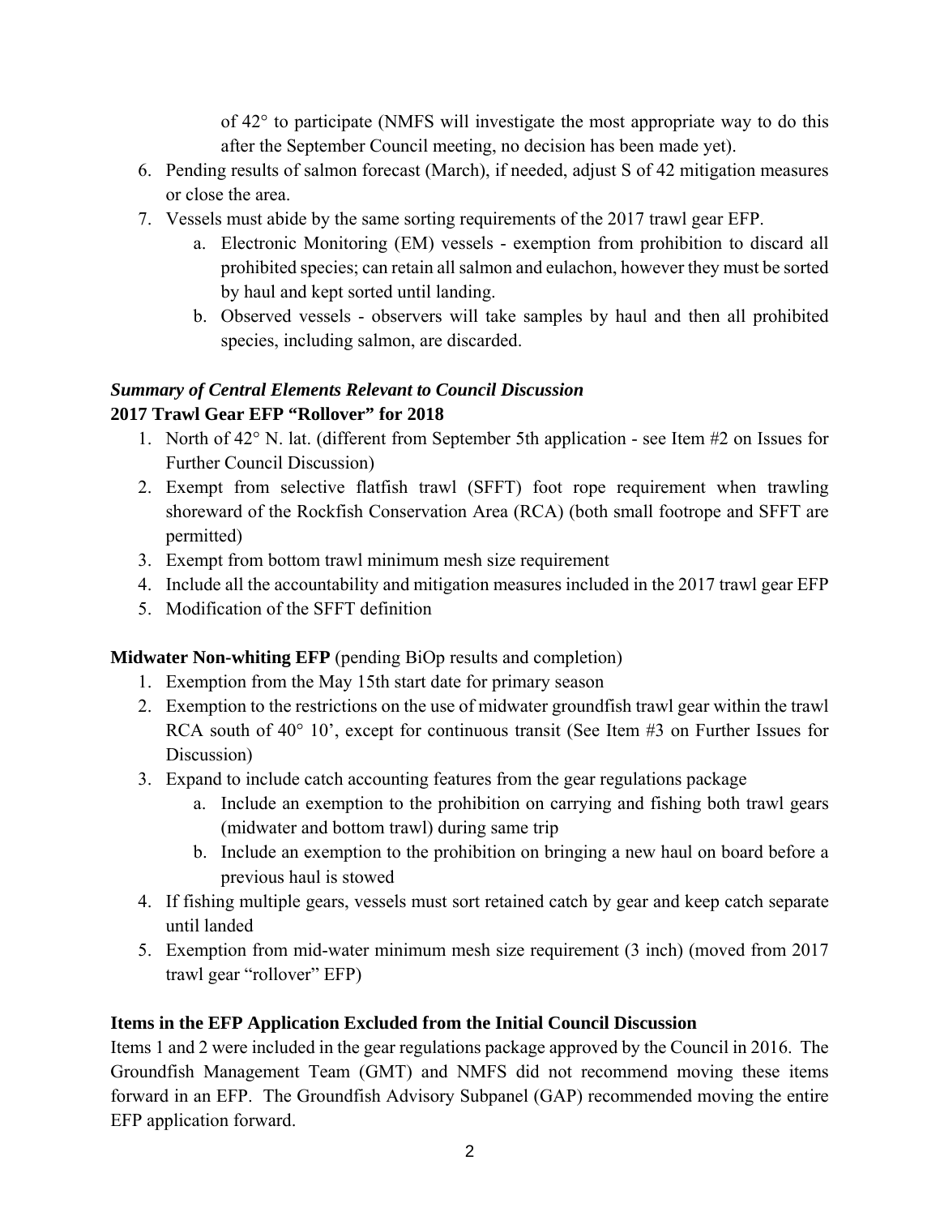of 42° to participate (NMFS will investigate the most appropriate way to do this after the September Council meeting, no decision has been made yet).

6. Pending results of salmon forecast (March), if needed, adjust S of 42 mitigation measures or close the area.
7. Vessels must abide by the same sorting requirements of the 2017 trawl gear EFP.
   a. Electronic Monitoring (EM) vessels - exemption from prohibition to discard all prohibited species; can retain all salmon and eulachon, however they must be sorted by haul and kept sorted until landing.
   b. Observed vessels - observers will take samples by haul and then all prohibited species, including salmon, are discarded.

### *Summary of Central Elements Relevant to Council Discussion*

**2017 Trawl Gear EFP "Rollover" for 2018**

1. North of 42° N. lat. (different from September 5th application - see Item #2 on Issues for Further Council Discussion)
2. Exempt from selective flatfish trawl (SFFT) foot rope requirement when trawling shoreward of the Rockfish Conservation Area (RCA) (both small footrope and SFFT are permitted)
3. Exempt from bottom trawl minimum mesh size requirement
4. Include all the accountability and mitigation measures included in the 2017 trawl gear EFP
5. Modification of the SFFT definition

**Midwater Non-whiting EFP** (pending BiOp results and completion)

1. Exemption from the May 15th start date for primary season
2. Exemption to the restrictions on the use of midwater groundfish trawl gear within the trawl RCA south of 40° 10', except for continuous transit (See Item #3 on Further Issues for Discussion)
3. Expand to include catch accounting features from the gear regulations package
   a. Include an exemption to the prohibition on carrying and fishing both trawl gears (midwater and bottom trawl) during same trip
   b. Include an exemption to the prohibition on bringing a new haul on board before a previous haul is stowed
4. If fishing multiple gears, vessels must sort retained catch by gear and keep catch separate until landed
5. Exemption from mid-water minimum mesh size requirement (3 inch) (moved from 2017 trawl gear "rollover" EFP)

### Items in the EFP Application Excluded from the Initial Council Discussion

Items 1 and 2 were included in the gear regulations package approved by the Council in 2016. The Groundfish Management Team (GMT) and NMFS did not recommend moving these items forward in an EFP. The Groundfish Advisory Subpanel (GAP) recommended moving the entire EFP application forward.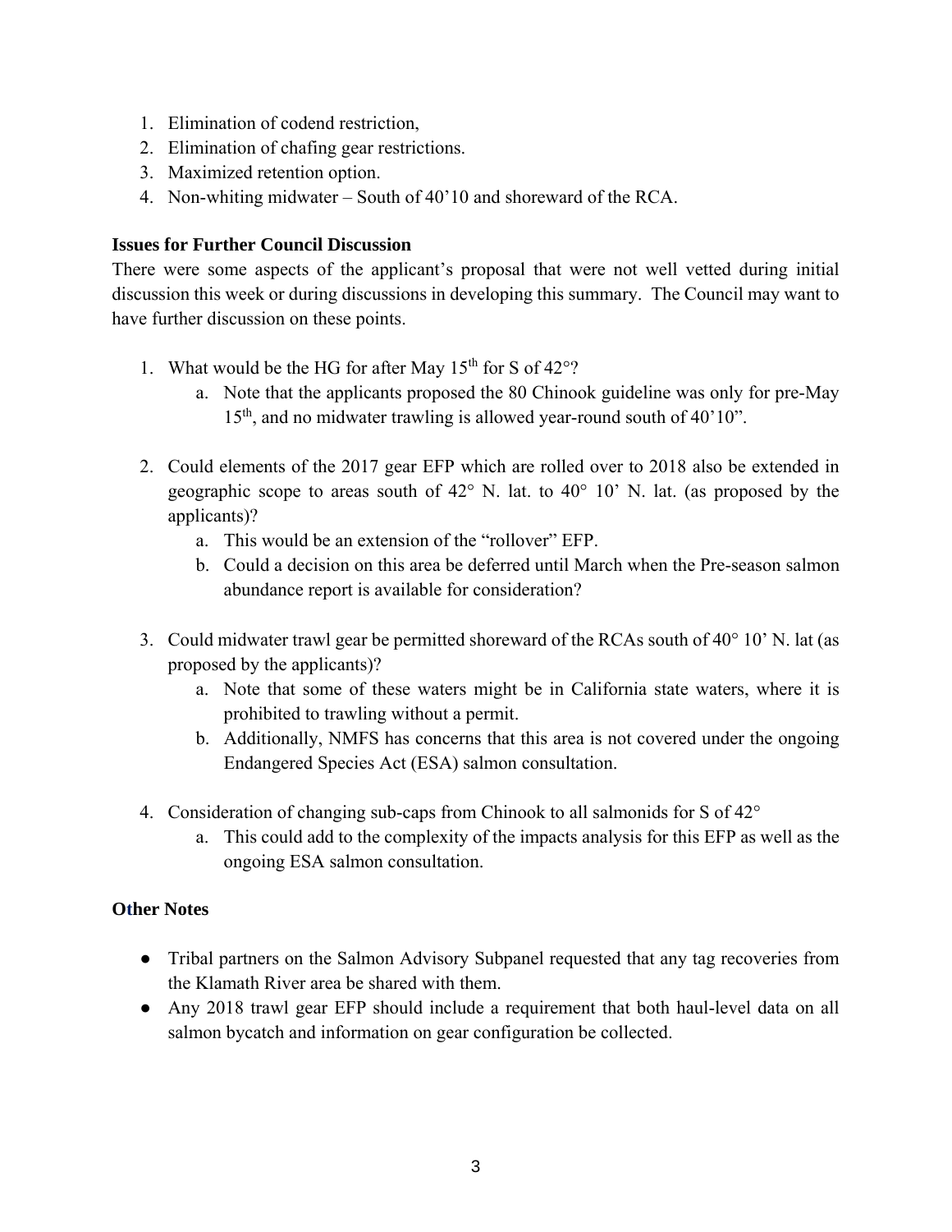1. Elimination of codend restriction,
2. Elimination of chafing gear restrictions.
3. Maximized retention option.
4. Non-whiting midwater – South of 40'10 and shoreward of the RCA.

**Issues for Further Council Discussion**

There were some aspects of the applicant's proposal that were not well vetted during initial discussion this week or during discussions in developing this summary. The Council may want to have further discussion on these points.

1. What would be the HG for after May 15th for S of 42°?
   a. Note that the applicants proposed the 80 Chinook guideline was only for pre-May 15th, and no midwater trawling is allowed year-round south of 40'10".

2. Could elements of the 2017 gear EFP which are rolled over to 2018 also be extended in geographic scope to areas south of 42° N. lat. to 40° 10' N. lat. (as proposed by the applicants)?
   a. This would be an extension of the "rollover" EFP.
   b. Could a decision on this area be deferred until March when the Pre-season salmon abundance report is available for consideration?

3. Could midwater trawl gear be permitted shoreward of the RCAs south of 40° 10' N. lat (as proposed by the applicants)?
   a. Note that some of these waters might be in California state waters, where it is prohibited to trawling without a permit.
   b. Additionally, NMFS has concerns that this area is not covered under the ongoing Endangered Species Act (ESA) salmon consultation.

4. Consideration of changing sub-caps from Chinook to all salmonids for S of 42°
   a. This could add to the complexity of the impacts analysis for this EFP as well as the ongoing ESA salmon consultation.

**Other Notes**

- Tribal partners on the Salmon Advisory Subpanel requested that any tag recoveries from the Klamath River area be shared with them.
- Any 2018 trawl gear EFP should include a requirement that both haul-level data on all salmon bycatch and information on gear configuration be collected.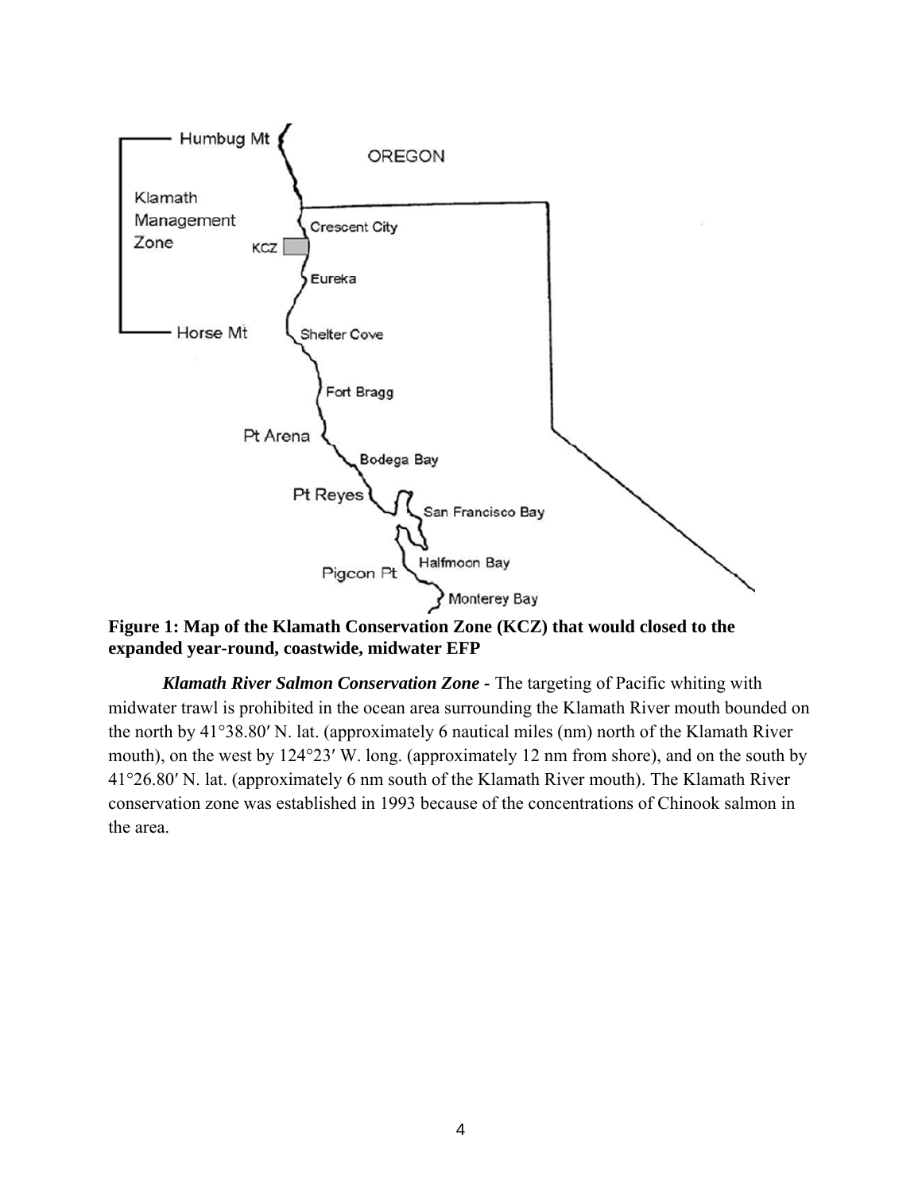**Figure 1: Map of the Klamath Conservation Zone (KCZ) that would closed to the expanded year-round, coastwide, midwater EFP**

***Klamath River Salmon Conservation Zone -*** The targeting of Pacific whiting with midwater trawl is prohibited in the ocean area surrounding the Klamath River mouth bounded on the north by 41°38.80′ N. lat. (approximately 6 nautical miles (nm) north of the Klamath River mouth), on the west by 124°23′ W. long. (approximately 12 nm from shore), and on the south by 41°26.80′ N. lat. (approximately 6 nm south of the Klamath River mouth). The Klamath River conservation zone was established in 1993 because of the concentrations of Chinook salmon in the area.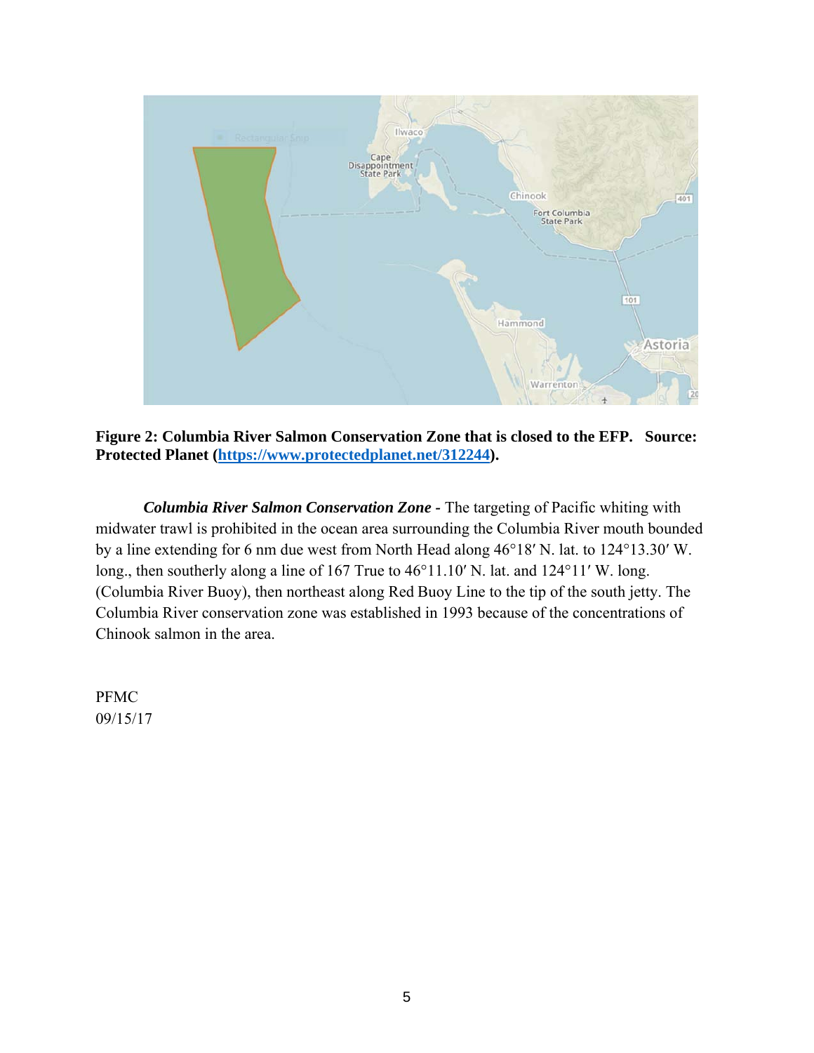**Figure 2: Columbia River Salmon Conservation Zone that is closed to the EFP. Source: Protected Planet ([https://www.protectedplanet.net/312244](https://www.protectedplanet.net/312244)).**

***Columbia River Salmon Conservation Zone*** - The targeting of Pacific whiting with midwater trawl is prohibited in the ocean area surrounding the Columbia River mouth bounded by a line extending for 6 nm due west from North Head along 46°18′ N. lat. to 124°13.30′ W. long., then southerly along a line of 167 True to 46°11.10′ N. lat. and 124°11′ W. long. (Columbia River Buoy), then northeast along Red Buoy Line to the tip of the south jetty. The Columbia River conservation zone was established in 1993 because of the concentrations of Chinook salmon in the area.

PFMC
09/15/17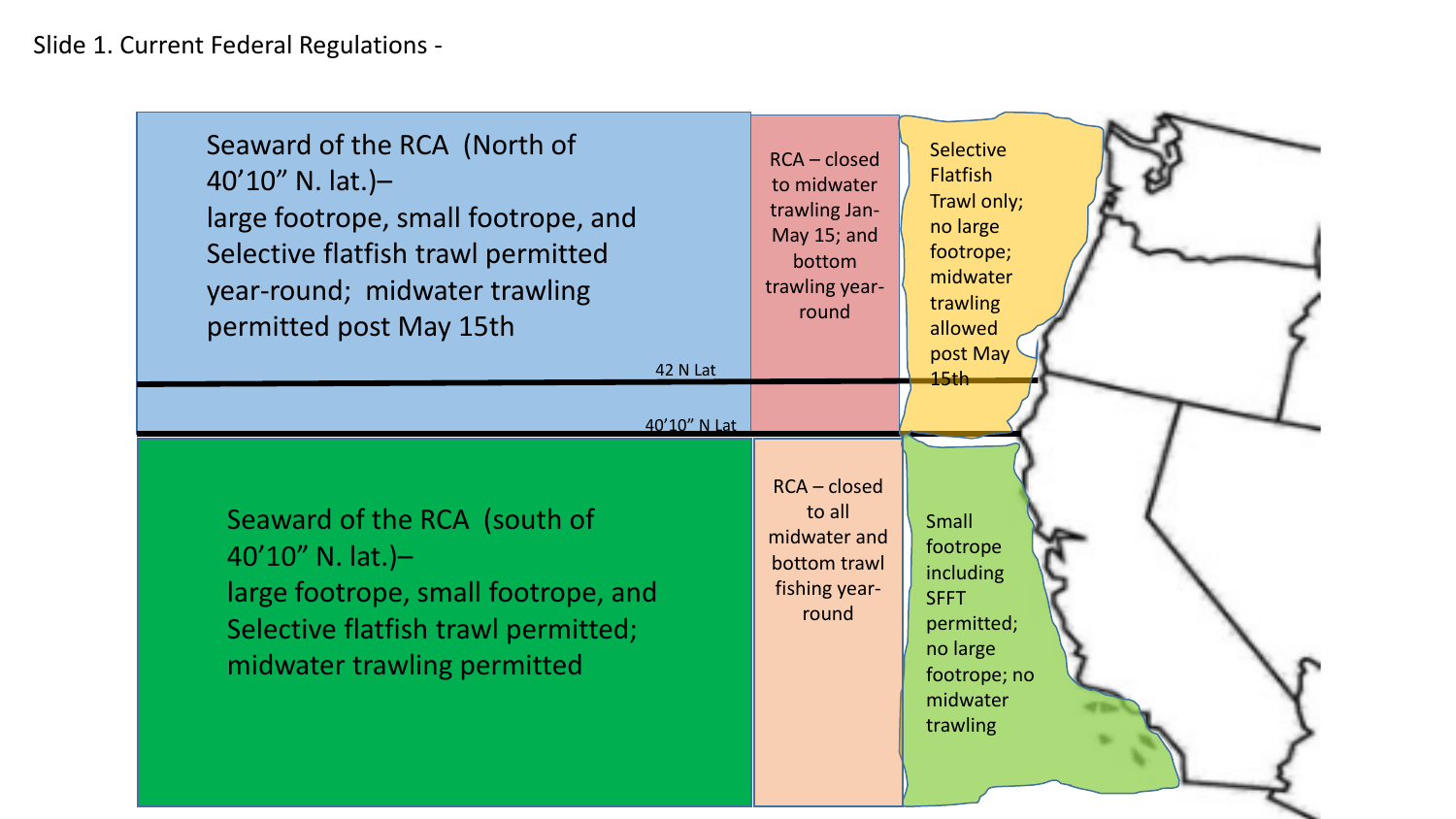Slide 1. Current Federal Regulations -

Seaward of the RCA (North of 40’10” N. lat.)– large footrope, small footrope, and Selective flatfish trawl permitted year-round; midwater trawling permitted post May 15th

RCA – closed to midwater trawling Jan-May 15; and bottom trawling year-round

Selective Flatfish Trawl only; no large footrope; midwater trawling allowed post May 15th

42 N Lat

40’10” N Lat

Seaward of the RCA (south of 40’10” N. lat.)– large footrope, small footrope, and Selective flatfish trawl permitted; midwater trawling permitted

RCA – closed to all midwater and bottom trawl fishing year-round

Small footrope including SFFT permitted; no large footrope; no midwater trawling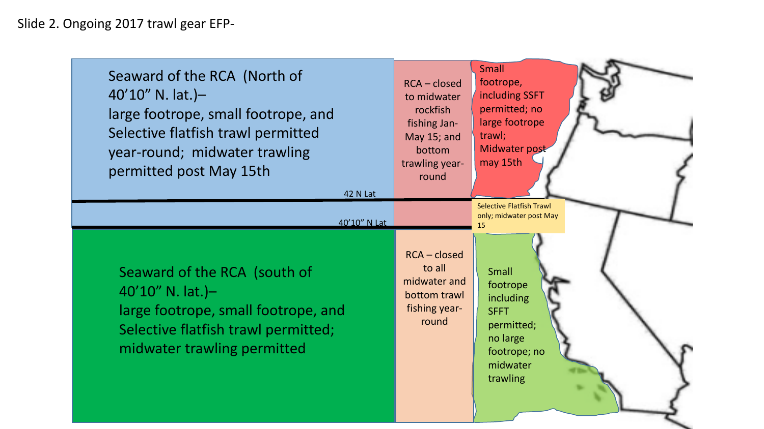Slide 2. Ongoing 2017 trawl gear EFP-

Seaward of the RCA (North of 40’10” N. lat.)– large footrope, small footrope, and Selective flatfish trawl permitted year-round; midwater trawling permitted post May 15th

RCA – closed to midwater rockfish fishing Jan-May 15; and bottom trawling year-round

Small footrope, including SSFT permitted; no large footrope trawl; Midwater post may 15th

42 N Lat

Selective Flatfish Trawl only; midwater post May 15

40’10” N Lat

Seaward of the RCA (south of 40’10” N. lat.)– large footrope, small footrope, and Selective flatfish trawl permitted; midwater trawling permitted

RCA – closed to all midwater and bottom trawl fishing year-round

Small footrope including SFFT permitted; no large footrope; no midwater trawling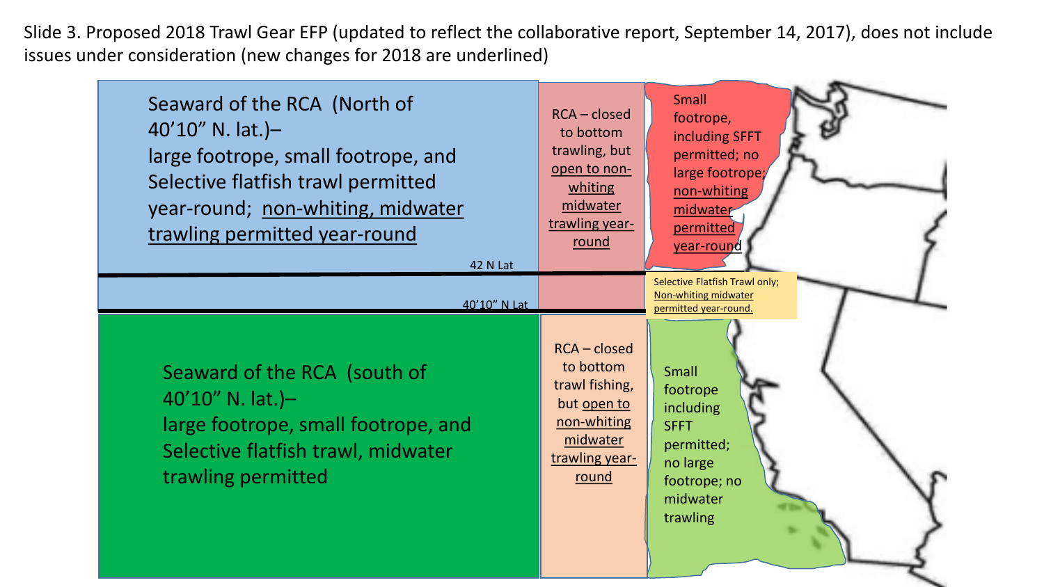Slide 3. Proposed 2018 Trawl Gear EFP (updated to reflect the collaborative report, September 14, 2017), does not include issues under consideration (new changes for 2018 are underlined)

Seaward of the RCA (North of 40'10" N. lat.)– large footrope, small footrope, and Selective flatfish trawl permitted year-round; <u>non-whiting, midwater trawling permitted year-round</u>

RCA – closed to bottom trawling, but <u>open to non-whiting midwater trawling year-round</u>

Small footrope, including SFFT permitted; no large footrope; <u>non-whiting midwater permitted year-round</u>

42 N Lat

Selective Flatfish Trawl only; <u>Non-whiting midwater permitted year-round.</u>

40'10" N Lat

Seaward of the RCA (south of 40'10" N. lat.)– large footrope, small footrope, and Selective flatfish trawl, midwater trawling permitted

RCA – closed to bottom trawl fishing, but <u>open to non-whiting midwater trawling year-round</u>

Small footrope including SFFT permitted; no large footrope; no midwater trawling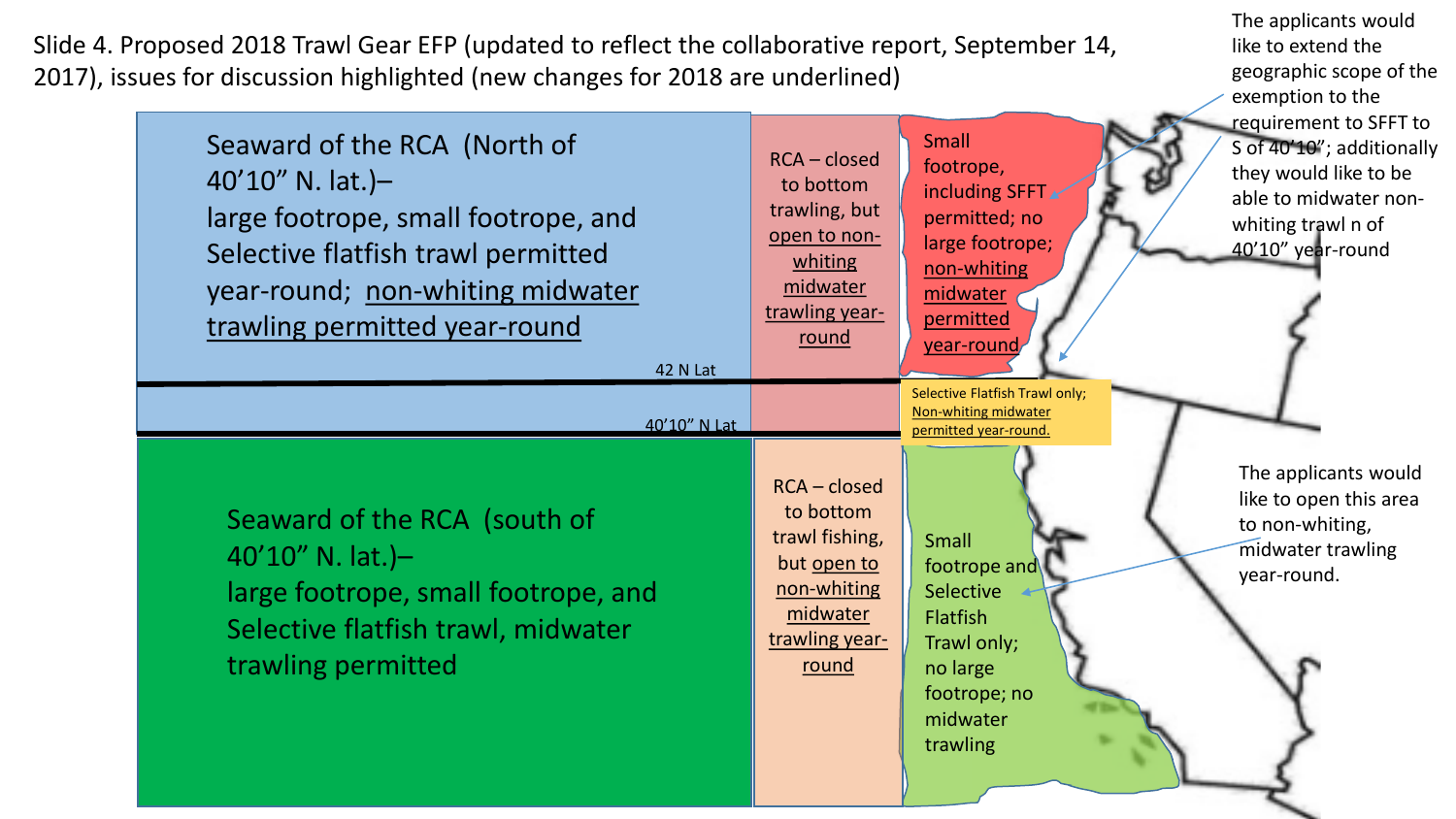Slide 4. Proposed 2018 Trawl Gear EFP (updated to reflect the collaborative report, September 14, 2017), issues for discussion highlighted (new changes for 2018 are underlined)

Seaward of the RCA (North of 40'10" N. lat.)– large footrope, small footrope, and Selective flatfish trawl permitted year-round; <u>non-whiting midwater trawling permitted year-round</u>

RCA – closed to bottom trawling, but <u>open to non-whiting midwater trawling year-round</u>

Small footrope, including SFFT permitted; no large footrope; <u>non-whiting midwater permitted year-round</u>

42 N Lat

40'10" N Lat

Selective Flatfish Trawl only; <u>Non-whiting midwater permitted year-round.</u>

Seaward of the RCA (south of 40'10" N. lat.)– large footrope, small footrope, and Selective flatfish trawl, midwater trawling permitted

RCA – closed to bottom trawl fishing, but <u>open to non-whiting midwater trawling year-round</u>

Small footrope and Selective Flatfish Trawl only; no large footrope; no midwater trawling

The applicants would like to extend the geographic scope of the exemption to the requirement to SFFT to S of 40'10"; additionally they would like to be able to midwater non-whiting trawl n of 40'10" year-round

The applicants would like to open this area to non-whiting, midwater trawling year-round.